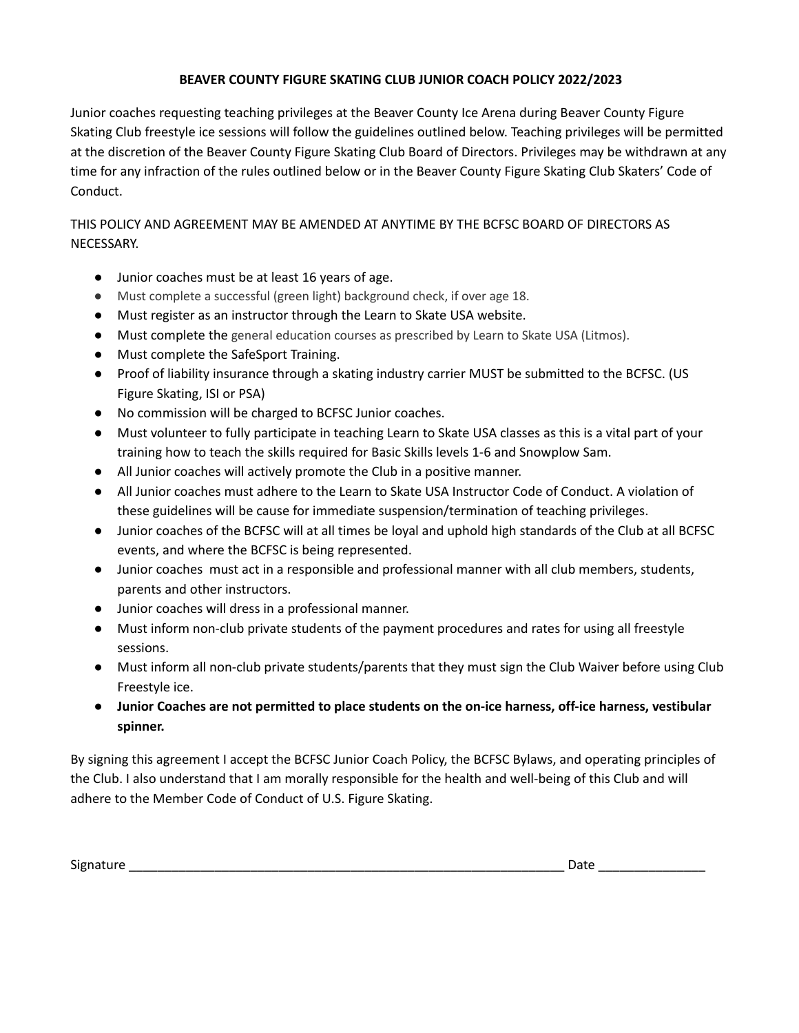# BEAVER COUNTY FIGURE SKATING CLUB JUNIOR COACH POLICY 2022/2023

Junior coaches requesting teaching privileges at the Beaver County Ice Arena during Beaver County Figure Skating Club freestyle ice sessions will follow the guidelines outlined below. Teaching privileges will be permitted at the discretion of the Beaver County Figure Skating Club Board of Directors. Privileges may be withdrawn at any time for any infraction of the rules outlined below or in the Beaver County Figure Skating Club Skaters' Code of Conduct.

THIS POLICY AND AGREEMENT MAY BE AMENDED AT ANYTIME BY THE BCFSC BOARD OF DIRECTORS AS NECESSARY.

- Junior coaches must be at least 16 years of age.
- Must complete a successful (green light) background check, if over age 18.
- Must register as an instructor through the Learn to Skate USA website.
- Must complete the general education courses as prescribed by Learn to Skate USA (Litmos).
- Must complete the SafeSport Training.
- Proof of liability insurance through a skating industry carrier MUST be submitted to the BCFSC. (US Figure Skating, ISI or PSA)
- No commission will be charged to BCFSC Junior coaches.
- Must volunteer to fully participate in teaching Learn to Skate USA classes as this is a vital part of your training how to teach the skills required for Basic Skills levels 1-6 and Snowplow Sam.
- All Junior coaches will actively promote the Club in a positive manner.
- All Junior coaches must adhere to the Learn to Skate USA Instructor Code of Conduct. A violation of these guidelines will be cause for immediate suspension/termination of teaching privileges.
- Junior coaches of the BCFSC will at all times be loyal and uphold high standards of the Club at all BCFSC events, and where the BCFSC is being represented.
- Junior coaches must act in a responsible and professional manner with all club members, students, parents and other instructors.
- Junior coaches will dress in a professional manner.
- Must inform non-club private students of the payment procedures and rates for using all freestyle sessions.
- Must inform all non-club private students/parents that they must sign the Club Waiver before using Club Freestyle ice.
- **Junior Coaches are not permitted to place students on the on-ice harness, off-ice harness, vestibular spinner.**

By signing this agreement I accept the BCFSC Junior Coach Policy, the BCFSC Bylaws, and operating principles of the Club. I also understand that I am morally responsible for the health and well-being of this Club and will adhere to the Member Code of Conduct of U.S. Figure Skating.

Signature ______________________________________________________________ Date _______________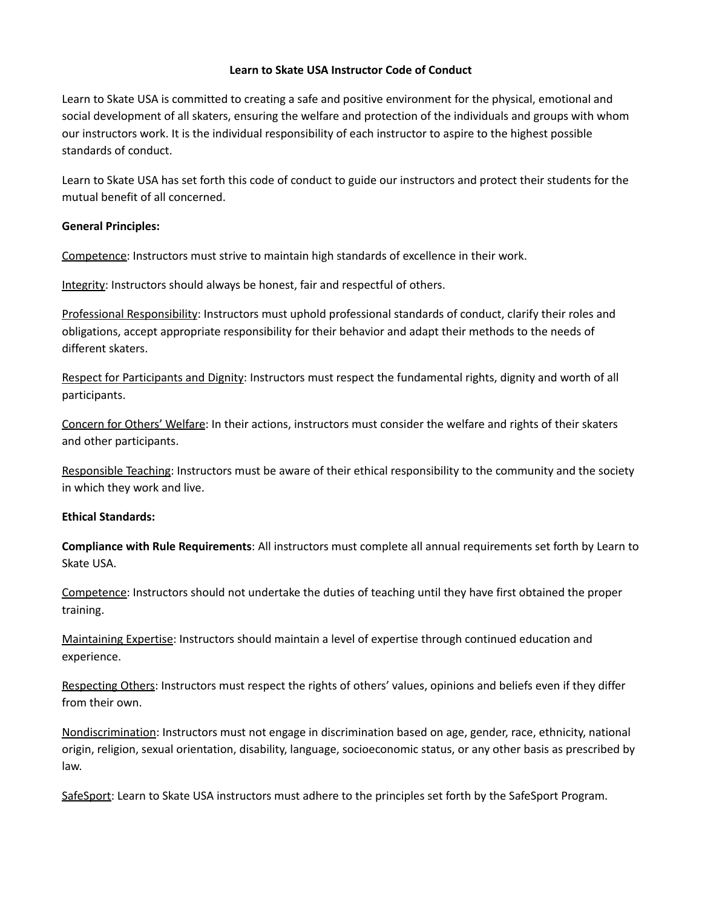**Learn to Skate USA Instructor Code of Conduct**

Learn to Skate USA is committed to creating a safe and positive environment for the physical, emotional and social development of all skaters, ensuring the welfare and protection of the individuals and groups with whom our instructors work. It is the individual responsibility of each instructor to aspire to the highest possible standards of conduct.

Learn to Skate USA has set forth this code of conduct to guide our instructors and protect their students for the mutual benefit of all concerned.

**General Principles:**

Competence: Instructors must strive to maintain high standards of excellence in their work.

Integrity: Instructors should always be honest, fair and respectful of others.

Professional Responsibility: Instructors must uphold professional standards of conduct, clarify their roles and obligations, accept appropriate responsibility for their behavior and adapt their methods to the needs of different skaters.

Respect for Participants and Dignity: Instructors must respect the fundamental rights, dignity and worth of all participants.

Concern for Others' Welfare: In their actions, instructors must consider the welfare and rights of their skaters and other participants.

Responsible Teaching: Instructors must be aware of their ethical responsibility to the community and the society in which they work and live.

**Ethical Standards:**

**Compliance with Rule Requirements**: All instructors must complete all annual requirements set forth by Learn to Skate USA.

Competence: Instructors should not undertake the duties of teaching until they have first obtained the proper training.

Maintaining Expertise: Instructors should maintain a level of expertise through continued education and experience.

Respecting Others: Instructors must respect the rights of others' values, opinions and beliefs even if they differ from their own.

Nondiscrimination: Instructors must not engage in discrimination based on age, gender, race, ethnicity, national origin, religion, sexual orientation, disability, language, socioeconomic status, or any other basis as prescribed by law.

SafeSport: Learn to Skate USA instructors must adhere to the principles set forth by the SafeSport Program.